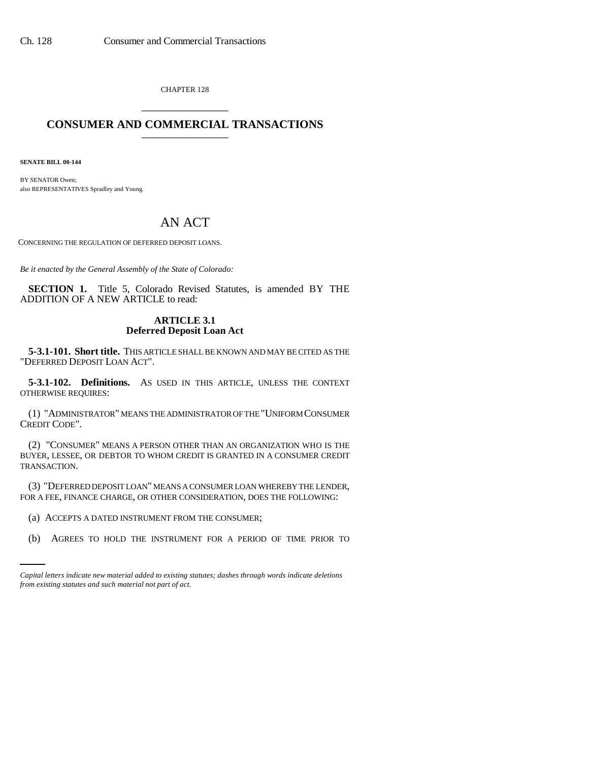CHAPTER 128

## CONSUMER AND COMMERCIAL TRANSACTIONS

**SENATE BILL 00-144**

BY SENATOR Owen;
also REPRESENTATIVES Spradley and Young.

# AN ACT

CONCERNING THE REGULATION OF DEFERRED DEPOSIT LOANS.

*Be it enacted by the General Assembly of the State of Colorado:*

**SECTION 1.** Title 5, Colorado Revised Statutes, is amended BY THE ADDITION OF A NEW ARTICLE to read:

### ARTICLE 3.1
### Deferred Deposit Loan Act

**5-3.1-101. Short title.** THIS ARTICLE SHALL BE KNOWN AND MAY BE CITED AS THE "DEFERRED DEPOSIT LOAN ACT".

**5-3.1-102. Definitions.** AS USED IN THIS ARTICLE, UNLESS THE CONTEXT OTHERWISE REQUIRES:

(1) "ADMINISTRATOR" MEANS THE ADMINISTRATOR OF THE "UNIFORM CONSUMER CREDIT CODE".

(2) "CONSUMER" MEANS A PERSON OTHER THAN AN ORGANIZATION WHO IS THE BUYER, LESSEE, OR DEBTOR TO WHOM CREDIT IS GRANTED IN A CONSUMER CREDIT TRANSACTION.

(3) "DEFERRED DEPOSIT LOAN" MEANS A CONSUMER LOAN WHEREBY THE LENDER, FOR A FEE, FINANCE CHARGE, OR OTHER CONSIDERATION, DOES THE FOLLOWING:

(a) ACCEPTS A DATED INSTRUMENT FROM THE CONSUMER;

(b) AGREES TO HOLD THE INSTRUMENT FOR A PERIOD OF TIME PRIOR TO

*Capital letters indicate new material added to existing statutes; dashes through words indicate deletions from existing statutes and such material not part of act.*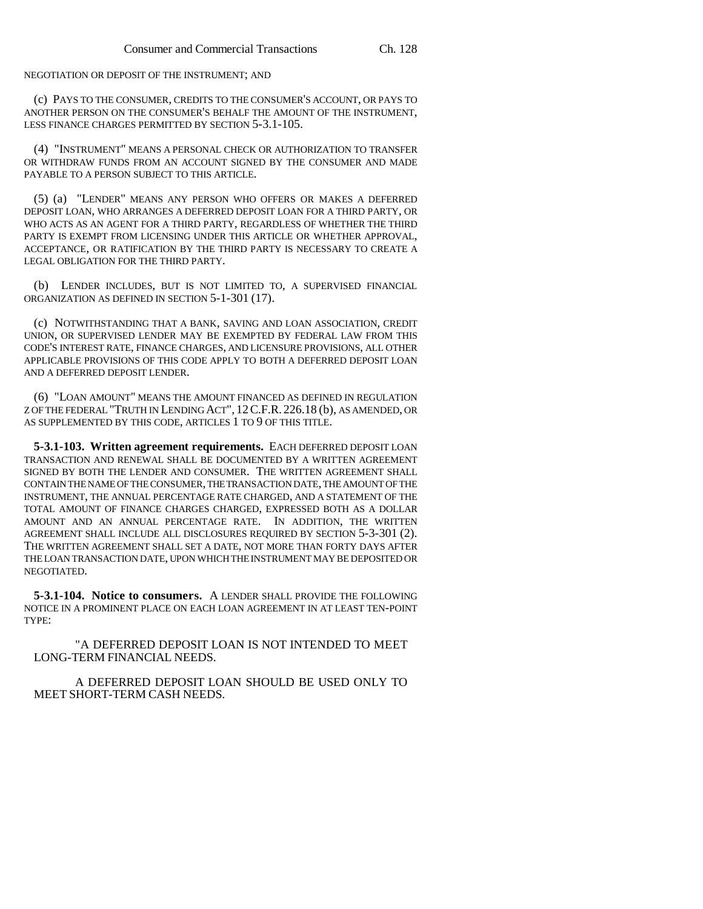NEGOTIATION OR DEPOSIT OF THE INSTRUMENT; AND

(c) PAYS TO THE CONSUMER, CREDITS TO THE CONSUMER'S ACCOUNT, OR PAYS TO ANOTHER PERSON ON THE CONSUMER'S BEHALF THE AMOUNT OF THE INSTRUMENT, LESS FINANCE CHARGES PERMITTED BY SECTION 5-3.1-105.

(4) "INSTRUMENT" MEANS A PERSONAL CHECK OR AUTHORIZATION TO TRANSFER OR WITHDRAW FUNDS FROM AN ACCOUNT SIGNED BY THE CONSUMER AND MADE PAYABLE TO A PERSON SUBJECT TO THIS ARTICLE.

(5) (a) "LENDER" MEANS ANY PERSON WHO OFFERS OR MAKES A DEFERRED DEPOSIT LOAN, WHO ARRANGES A DEFERRED DEPOSIT LOAN FOR A THIRD PARTY, OR WHO ACTS AS AN AGENT FOR A THIRD PARTY, REGARDLESS OF WHETHER THE THIRD PARTY IS EXEMPT FROM LICENSING UNDER THIS ARTICLE OR WHETHER APPROVAL, ACCEPTANCE, OR RATIFICATION BY THE THIRD PARTY IS NECESSARY TO CREATE A LEGAL OBLIGATION FOR THE THIRD PARTY.

(b) LENDER INCLUDES, BUT IS NOT LIMITED TO, A SUPERVISED FINANCIAL ORGANIZATION AS DEFINED IN SECTION 5-1-301 (17).

(c) NOTWITHSTANDING THAT A BANK, SAVING AND LOAN ASSOCIATION, CREDIT UNION, OR SUPERVISED LENDER MAY BE EXEMPTED BY FEDERAL LAW FROM THIS CODE'S INTEREST RATE, FINANCE CHARGES, AND LICENSURE PROVISIONS, ALL OTHER APPLICABLE PROVISIONS OF THIS CODE APPLY TO BOTH A DEFERRED DEPOSIT LOAN AND A DEFERRED DEPOSIT LENDER.

(6) "LOAN AMOUNT" MEANS THE AMOUNT FINANCED AS DEFINED IN REGULATION Z OF THE FEDERAL "TRUTH IN LENDING ACT", 12 C.F.R. 226.18 (b), AS AMENDED, OR AS SUPPLEMENTED BY THIS CODE, ARTICLES 1 TO 9 OF THIS TITLE.

**5-3.1-103. Written agreement requirements.** EACH DEFERRED DEPOSIT LOAN TRANSACTION AND RENEWAL SHALL BE DOCUMENTED BY A WRITTEN AGREEMENT SIGNED BY BOTH THE LENDER AND CONSUMER. THE WRITTEN AGREEMENT SHALL CONTAIN THE NAME OF THE CONSUMER, THE TRANSACTION DATE, THE AMOUNT OF THE INSTRUMENT, THE ANNUAL PERCENTAGE RATE CHARGED, AND A STATEMENT OF THE TOTAL AMOUNT OF FINANCE CHARGES CHARGED, EXPRESSED BOTH AS A DOLLAR AMOUNT AND AN ANNUAL PERCENTAGE RATE. IN ADDITION, THE WRITTEN AGREEMENT SHALL INCLUDE ALL DISCLOSURES REQUIRED BY SECTION 5-3-301 (2). THE WRITTEN AGREEMENT SHALL SET A DATE, NOT MORE THAN FORTY DAYS AFTER THE LOAN TRANSACTION DATE, UPON WHICH THE INSTRUMENT MAY BE DEPOSITED OR NEGOTIATED.

**5-3.1-104. Notice to consumers.** A LENDER SHALL PROVIDE THE FOLLOWING NOTICE IN A PROMINENT PLACE ON EACH LOAN AGREEMENT IN AT LEAST TEN-POINT TYPE:

"A DEFERRED DEPOSIT LOAN IS NOT INTENDED TO MEET LONG-TERM FINANCIAL NEEDS.

A DEFERRED DEPOSIT LOAN SHOULD BE USED ONLY TO MEET SHORT-TERM CASH NEEDS.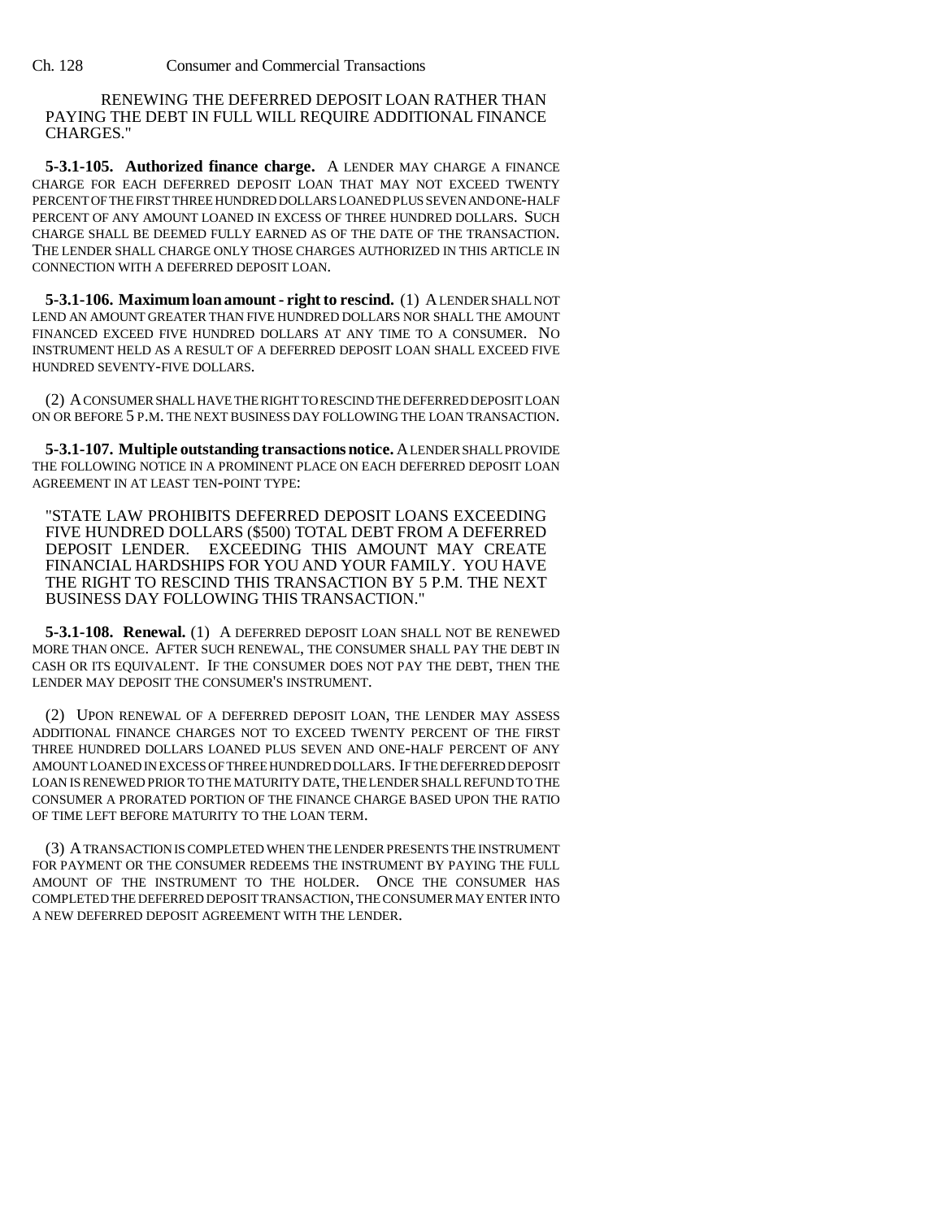RENEWING THE DEFERRED DEPOSIT LOAN RATHER THAN PAYING THE DEBT IN FULL WILL REQUIRE ADDITIONAL FINANCE CHARGES."

**5-3.1-105. Authorized finance charge.** A LENDER MAY CHARGE A FINANCE CHARGE FOR EACH DEFERRED DEPOSIT LOAN THAT MAY NOT EXCEED TWENTY PERCENT OF THE FIRST THREE HUNDRED DOLLARS LOANED PLUS SEVEN AND ONE-HALF PERCENT OF ANY AMOUNT LOANED IN EXCESS OF THREE HUNDRED DOLLARS. SUCH CHARGE SHALL BE DEEMED FULLY EARNED AS OF THE DATE OF THE TRANSACTION. THE LENDER SHALL CHARGE ONLY THOSE CHARGES AUTHORIZED IN THIS ARTICLE IN CONNECTION WITH A DEFERRED DEPOSIT LOAN.

**5-3.1-106. Maximum loan amount - right to rescind.** (1) A LENDER SHALL NOT LEND AN AMOUNT GREATER THAN FIVE HUNDRED DOLLARS NOR SHALL THE AMOUNT FINANCED EXCEED FIVE HUNDRED DOLLARS AT ANY TIME TO A CONSUMER. NO INSTRUMENT HELD AS A RESULT OF A DEFERRED DEPOSIT LOAN SHALL EXCEED FIVE HUNDRED SEVENTY-FIVE DOLLARS.

(2) A CONSUMER SHALL HAVE THE RIGHT TO RESCIND THE DEFERRED DEPOSIT LOAN ON OR BEFORE 5 P.M. THE NEXT BUSINESS DAY FOLLOWING THE LOAN TRANSACTION.

**5-3.1-107. Multiple outstanding transactions notice.** A LENDER SHALL PROVIDE THE FOLLOWING NOTICE IN A PROMINENT PLACE ON EACH DEFERRED DEPOSIT LOAN AGREEMENT IN AT LEAST TEN-POINT TYPE:

"STATE LAW PROHIBITS DEFERRED DEPOSIT LOANS EXCEEDING FIVE HUNDRED DOLLARS ($500) TOTAL DEBT FROM A DEFERRED DEPOSIT LENDER. EXCEEDING THIS AMOUNT MAY CREATE FINANCIAL HARDSHIPS FOR YOU AND YOUR FAMILY. YOU HAVE THE RIGHT TO RESCIND THIS TRANSACTION BY 5 P.M. THE NEXT BUSINESS DAY FOLLOWING THIS TRANSACTION."

**5-3.1-108. Renewal.** (1) A DEFERRED DEPOSIT LOAN SHALL NOT BE RENEWED MORE THAN ONCE. AFTER SUCH RENEWAL, THE CONSUMER SHALL PAY THE DEBT IN CASH OR ITS EQUIVALENT. IF THE CONSUMER DOES NOT PAY THE DEBT, THEN THE LENDER MAY DEPOSIT THE CONSUMER'S INSTRUMENT.

(2) UPON RENEWAL OF A DEFERRED DEPOSIT LOAN, THE LENDER MAY ASSESS ADDITIONAL FINANCE CHARGES NOT TO EXCEED TWENTY PERCENT OF THE FIRST THREE HUNDRED DOLLARS LOANED PLUS SEVEN AND ONE-HALF PERCENT OF ANY AMOUNT LOANED IN EXCESS OF THREE HUNDRED DOLLARS. IF THE DEFERRED DEPOSIT LOAN IS RENEWED PRIOR TO THE MATURITY DATE, THE LENDER SHALL REFUND TO THE CONSUMER A PRORATED PORTION OF THE FINANCE CHARGE BASED UPON THE RATIO OF TIME LEFT BEFORE MATURITY TO THE LOAN TERM.

(3) A TRANSACTION IS COMPLETED WHEN THE LENDER PRESENTS THE INSTRUMENT FOR PAYMENT OR THE CONSUMER REDEEMS THE INSTRUMENT BY PAYING THE FULL AMOUNT OF THE INSTRUMENT TO THE HOLDER. ONCE THE CONSUMER HAS COMPLETED THE DEFERRED DEPOSIT TRANSACTION, THE CONSUMER MAY ENTER INTO A NEW DEFERRED DEPOSIT AGREEMENT WITH THE LENDER.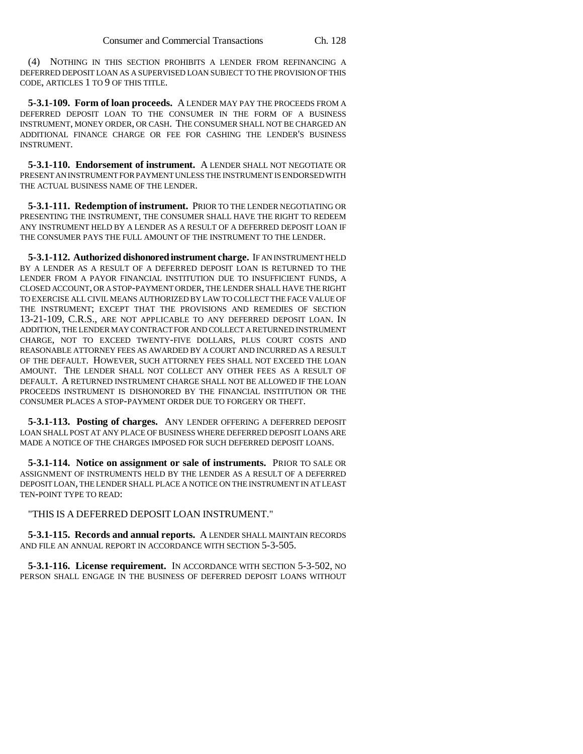(4) NOTHING IN THIS SECTION PROHIBITS A LENDER FROM REFINANCING A DEFERRED DEPOSIT LOAN AS A SUPERVISED LOAN SUBJECT TO THE PROVISION OF THIS CODE, ARTICLES 1 TO 9 OF THIS TITLE.

**5-3.1-109. Form of loan proceeds.** A LENDER MAY PAY THE PROCEEDS FROM A DEFERRED DEPOSIT LOAN TO THE CONSUMER IN THE FORM OF A BUSINESS INSTRUMENT, MONEY ORDER, OR CASH. THE CONSUMER SHALL NOT BE CHARGED AN ADDITIONAL FINANCE CHARGE OR FEE FOR CASHING THE LENDER'S BUSINESS INSTRUMENT.

**5-3.1-110. Endorsement of instrument.** A LENDER SHALL NOT NEGOTIATE OR PRESENT AN INSTRUMENT FOR PAYMENT UNLESS THE INSTRUMENT IS ENDORSED WITH THE ACTUAL BUSINESS NAME OF THE LENDER.

**5-3.1-111. Redemption of instrument.** PRIOR TO THE LENDER NEGOTIATING OR PRESENTING THE INSTRUMENT, THE CONSUMER SHALL HAVE THE RIGHT TO REDEEM ANY INSTRUMENT HELD BY A LENDER AS A RESULT OF A DEFERRED DEPOSIT LOAN IF THE CONSUMER PAYS THE FULL AMOUNT OF THE INSTRUMENT TO THE LENDER.

**5-3.1-112. Authorized dishonored instrument charge.** IF AN INSTRUMENT HELD BY A LENDER AS A RESULT OF A DEFERRED DEPOSIT LOAN IS RETURNED TO THE LENDER FROM A PAYOR FINANCIAL INSTITUTION DUE TO INSUFFICIENT FUNDS, A CLOSED ACCOUNT, OR A STOP-PAYMENT ORDER, THE LENDER SHALL HAVE THE RIGHT TO EXERCISE ALL CIVIL MEANS AUTHORIZED BY LAW TO COLLECT THE FACE VALUE OF THE INSTRUMENT; EXCEPT THAT THE PROVISIONS AND REMEDIES OF SECTION 13-21-109, C.R.S., ARE NOT APPLICABLE TO ANY DEFERRED DEPOSIT LOAN. IN ADDITION, THE LENDER MAY CONTRACT FOR AND COLLECT A RETURNED INSTRUMENT CHARGE, NOT TO EXCEED TWENTY-FIVE DOLLARS, PLUS COURT COSTS AND REASONABLE ATTORNEY FEES AS AWARDED BY A COURT AND INCURRED AS A RESULT OF THE DEFAULT. HOWEVER, SUCH ATTORNEY FEES SHALL NOT EXCEED THE LOAN AMOUNT. THE LENDER SHALL NOT COLLECT ANY OTHER FEES AS A RESULT OF DEFAULT. A RETURNED INSTRUMENT CHARGE SHALL NOT BE ALLOWED IF THE LOAN PROCEEDS INSTRUMENT IS DISHONORED BY THE FINANCIAL INSTITUTION OR THE CONSUMER PLACES A STOP-PAYMENT ORDER DUE TO FORGERY OR THEFT.

**5-3.1-113. Posting of charges.** ANY LENDER OFFERING A DEFERRED DEPOSIT LOAN SHALL POST AT ANY PLACE OF BUSINESS WHERE DEFERRED DEPOSIT LOANS ARE MADE A NOTICE OF THE CHARGES IMPOSED FOR SUCH DEFERRED DEPOSIT LOANS.

**5-3.1-114. Notice on assignment or sale of instruments.** PRIOR TO SALE OR ASSIGNMENT OF INSTRUMENTS HELD BY THE LENDER AS A RESULT OF A DEFERRED DEPOSIT LOAN, THE LENDER SHALL PLACE A NOTICE ON THE INSTRUMENT IN AT LEAST TEN-POINT TYPE TO READ:

"THIS IS A DEFERRED DEPOSIT LOAN INSTRUMENT."

**5-3.1-115. Records and annual reports.** A LENDER SHALL MAINTAIN RECORDS AND FILE AN ANNUAL REPORT IN ACCORDANCE WITH SECTION 5-3-505.

**5-3.1-116. License requirement.** IN ACCORDANCE WITH SECTION 5-3-502, NO PERSON SHALL ENGAGE IN THE BUSINESS OF DEFERRED DEPOSIT LOANS WITHOUT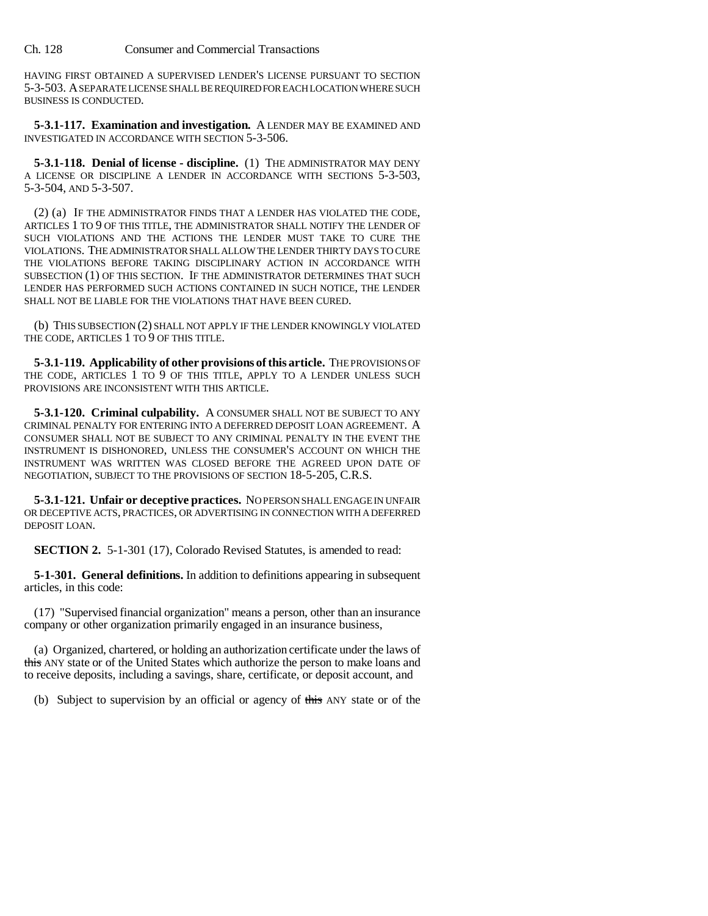HAVING FIRST OBTAINED A SUPERVISED LENDER'S LICENSE PURSUANT TO SECTION 5-3-503. A SEPARATE LICENSE SHALL BE REQUIRED FOR EACH LOCATION WHERE SUCH BUSINESS IS CONDUCTED.

**5-3.1-117. Examination and investigation.** A LENDER MAY BE EXAMINED AND INVESTIGATED IN ACCORDANCE WITH SECTION 5-3-506.

**5-3.1-118. Denial of license - discipline.** (1) THE ADMINISTRATOR MAY DENY A LICENSE OR DISCIPLINE A LENDER IN ACCORDANCE WITH SECTIONS 5-3-503, 5-3-504, AND 5-3-507.

(2) (a) IF THE ADMINISTRATOR FINDS THAT A LENDER HAS VIOLATED THE CODE, ARTICLES 1 TO 9 OF THIS TITLE, THE ADMINISTRATOR SHALL NOTIFY THE LENDER OF SUCH VIOLATIONS AND THE ACTIONS THE LENDER MUST TAKE TO CURE THE VIOLATIONS. THE ADMINISTRATOR SHALL ALLOW THE LENDER THIRTY DAYS TO CURE THE VIOLATIONS BEFORE TAKING DISCIPLINARY ACTION IN ACCORDANCE WITH SUBSECTION (1) OF THIS SECTION. IF THE ADMINISTRATOR DETERMINES THAT SUCH LENDER HAS PERFORMED SUCH ACTIONS CONTAINED IN SUCH NOTICE, THE LENDER SHALL NOT BE LIABLE FOR THE VIOLATIONS THAT HAVE BEEN CURED.

(b) THIS SUBSECTION (2) SHALL NOT APPLY IF THE LENDER KNOWINGLY VIOLATED THE CODE, ARTICLES 1 TO 9 OF THIS TITLE.

**5-3.1-119. Applicability of other provisions of this article.** THE PROVISIONS OF THE CODE, ARTICLES 1 TO 9 OF THIS TITLE, APPLY TO A LENDER UNLESS SUCH PROVISIONS ARE INCONSISTENT WITH THIS ARTICLE.

**5-3.1-120. Criminal culpability.** A CONSUMER SHALL NOT BE SUBJECT TO ANY CRIMINAL PENALTY FOR ENTERING INTO A DEFERRED DEPOSIT LOAN AGREEMENT. A CONSUMER SHALL NOT BE SUBJECT TO ANY CRIMINAL PENALTY IN THE EVENT THE INSTRUMENT IS DISHONORED, UNLESS THE CONSUMER'S ACCOUNT ON WHICH THE INSTRUMENT WAS WRITTEN WAS CLOSED BEFORE THE AGREED UPON DATE OF NEGOTIATION, SUBJECT TO THE PROVISIONS OF SECTION 18-5-205, C.R.S.

**5-3.1-121. Unfair or deceptive practices.** NO PERSON SHALL ENGAGE IN UNFAIR OR DECEPTIVE ACTS, PRACTICES, OR ADVERTISING IN CONNECTION WITH A DEFERRED DEPOSIT LOAN.

**SECTION 2.** 5-1-301 (17), Colorado Revised Statutes, is amended to read:

**5-1-301. General definitions.** In addition to definitions appearing in subsequent articles, in this code:

(17) "Supervised financial organization" means a person, other than an insurance company or other organization primarily engaged in an insurance business,

(a) Organized, chartered, or holding an authorization certificate under the laws of ~~this~~ ANY state or of the United States which authorize the person to make loans and to receive deposits, including a savings, share, certificate, or deposit account, and

(b) Subject to supervision by an official or agency of ~~this~~ ANY state or of the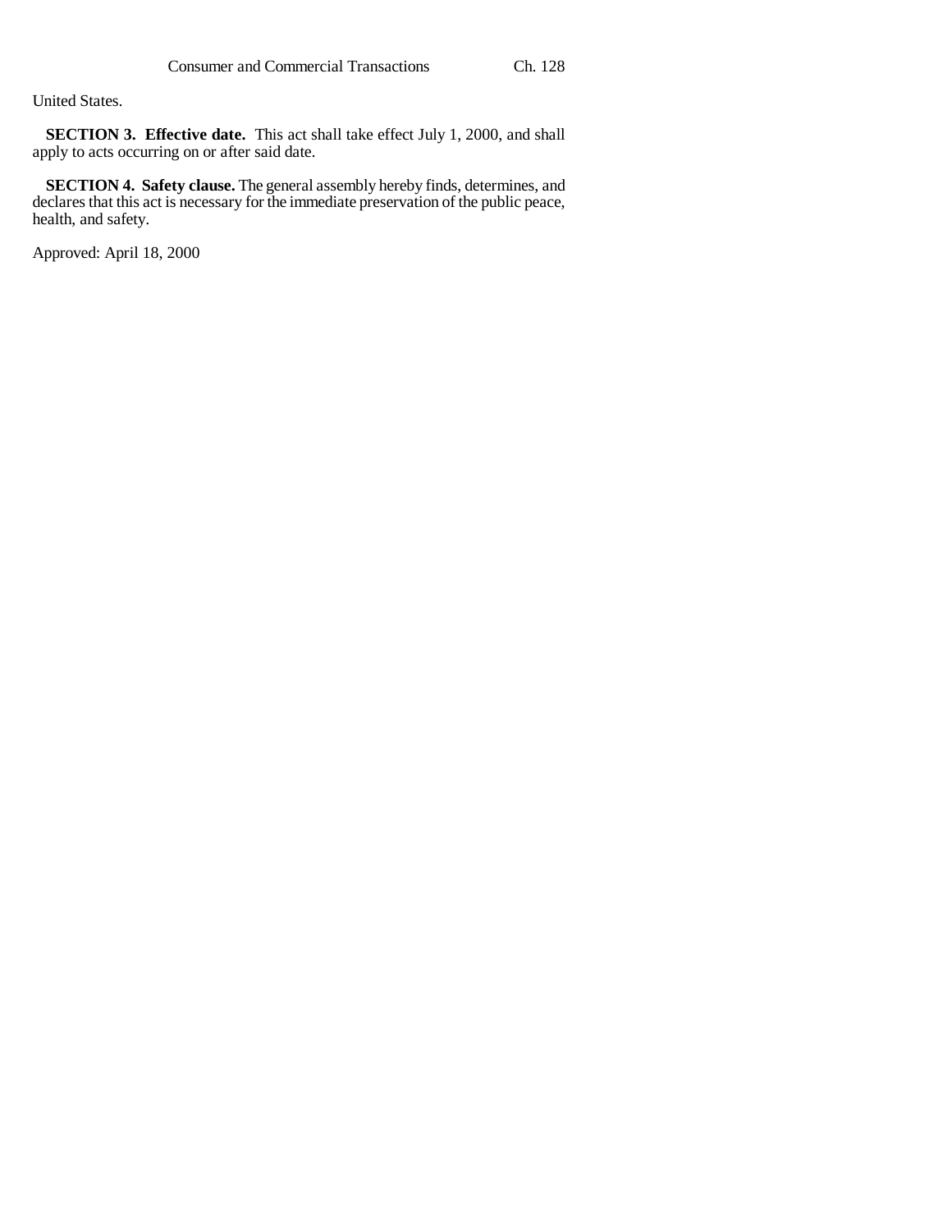United States.

**SECTION 3. Effective date.** This act shall take effect July 1, 2000, and shall apply to acts occurring on or after said date.

**SECTION 4. Safety clause.** The general assembly hereby finds, determines, and declares that this act is necessary for the immediate preservation of the public peace, health, and safety.

Approved: April 18, 2000